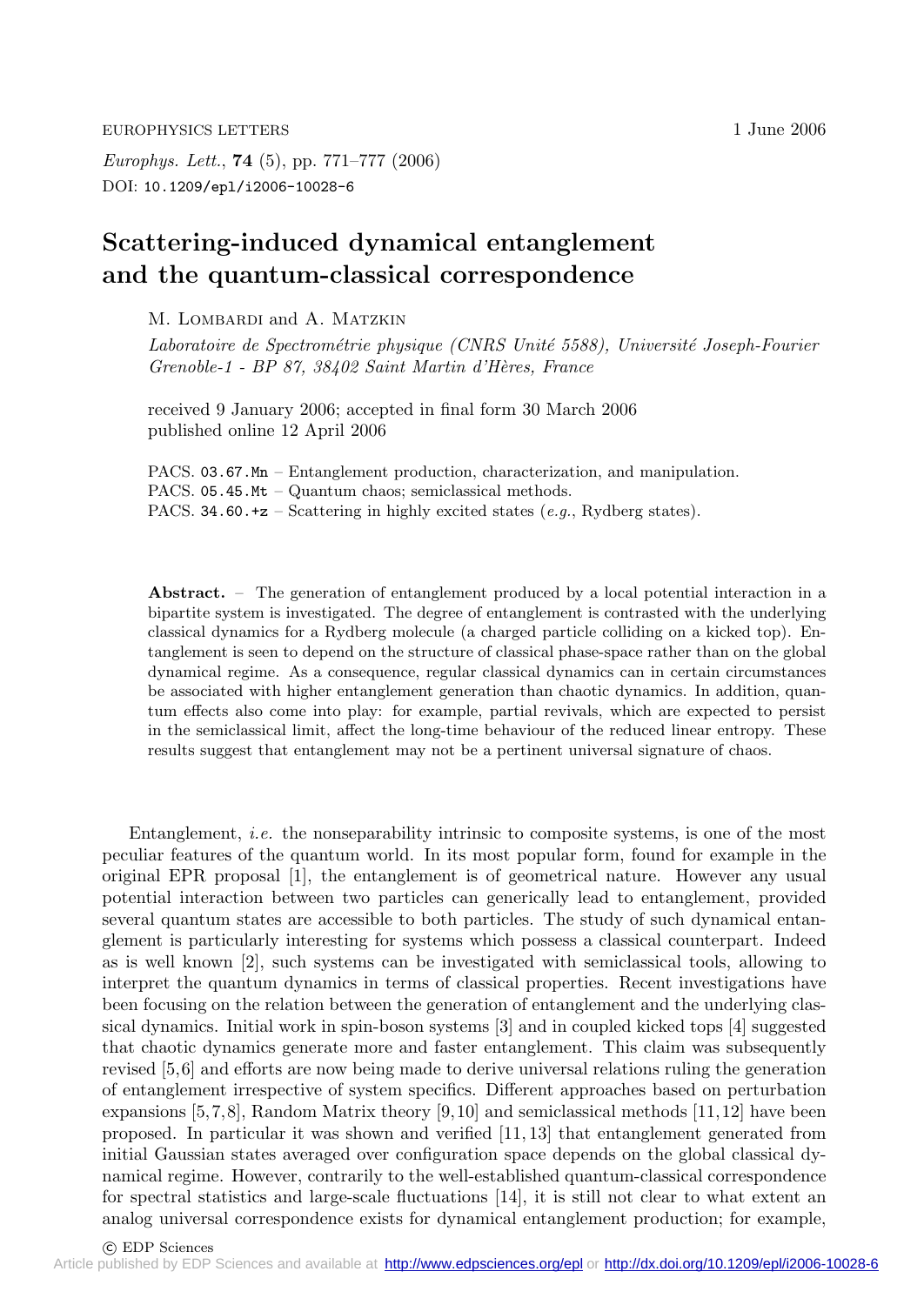EUROPHYSICS LETTERS 1 June 2006

*Europhys. Lett.*, **74** (5), pp. 771–777 (2006)
DOI: 10.1209/epl/i2006-10028-6

# Scattering-induced dynamical entanglement and the quantum-classical correspondence

M. Lombardi and A. Matzkin

*Laboratoire de Spectrométrie physique (CNRS Unité 5588), Université Joseph-Fourier Grenoble-1 - BP 87, 38402 Saint Martin d'Hères, France*

received 9 January 2006; accepted in final form 30 March 2006
published online 12 April 2006

PACS. 03.67.Mn – Entanglement production, characterization, and manipulation.
PACS. 05.45.Mt – Quantum chaos; semiclassical methods.
PACS. 34.60.+z – Scattering in highly excited states (*e.g.*, Rydberg states).

**Abstract.** – The generation of entanglement produced by a local potential interaction in a bipartite system is investigated. The degree of entanglement is contrasted with the underlying classical dynamics for a Rydberg molecule (a charged particle colliding on a kicked top). Entanglement is seen to depend on the structure of classical phase-space rather than on the global dynamical regime. As a consequence, regular classical dynamics can in certain circumstances be associated with higher entanglement generation than chaotic dynamics. In addition, quantum effects also come into play: for example, partial revivals, which are expected to persist in the semiclassical limit, affect the long-time behaviour of the reduced linear entropy. These results suggest that entanglement may not be a pertinent universal signature of chaos.

Entanglement, *i.e.* the nonseparability intrinsic to composite systems, is one of the most peculiar features of the quantum world. In its most popular form, found for example in the original EPR proposal [1], the entanglement is of geometrical nature. However any usual potential interaction between two particles can generically lead to entanglement, provided several quantum states are accessible to both particles. The study of such dynamical entanglement is particularly interesting for systems which possess a classical counterpart. Indeed as is well known [2], such systems can be investigated with semiclassical tools, allowing to interpret the quantum dynamics in terms of classical properties. Recent investigations have been focusing on the relation between the generation of entanglement and the underlying classical dynamics. Initial work in spin-boson systems [3] and in coupled kicked tops [4] suggested that chaotic dynamics generate more and faster entanglement. This claim was subsequently revised [5,6] and efforts are now being made to derive universal relations ruling the generation of entanglement irrespective of system specifics. Different approaches based on perturbation expansions [5,7,8], Random Matrix theory [9,10] and semiclassical methods [11,12] have been proposed. In particular it was shown and verified [11,13] that entanglement generated from initial Gaussian states averaged over configuration space depends on the global classical dynamical regime. However, contrarily to the well-established quantum-classical correspondence for spectral statistics and large-scale fluctuations [14], it is still not clear to what extent an analog universal correspondence exists for dynamical entanglement production; for example,

© EDP Sciences
Article published by EDP Sciences and available at http://www.edpsciences.org/epl or http://dx.doi.org/10.1209/epl/i2006-10028-6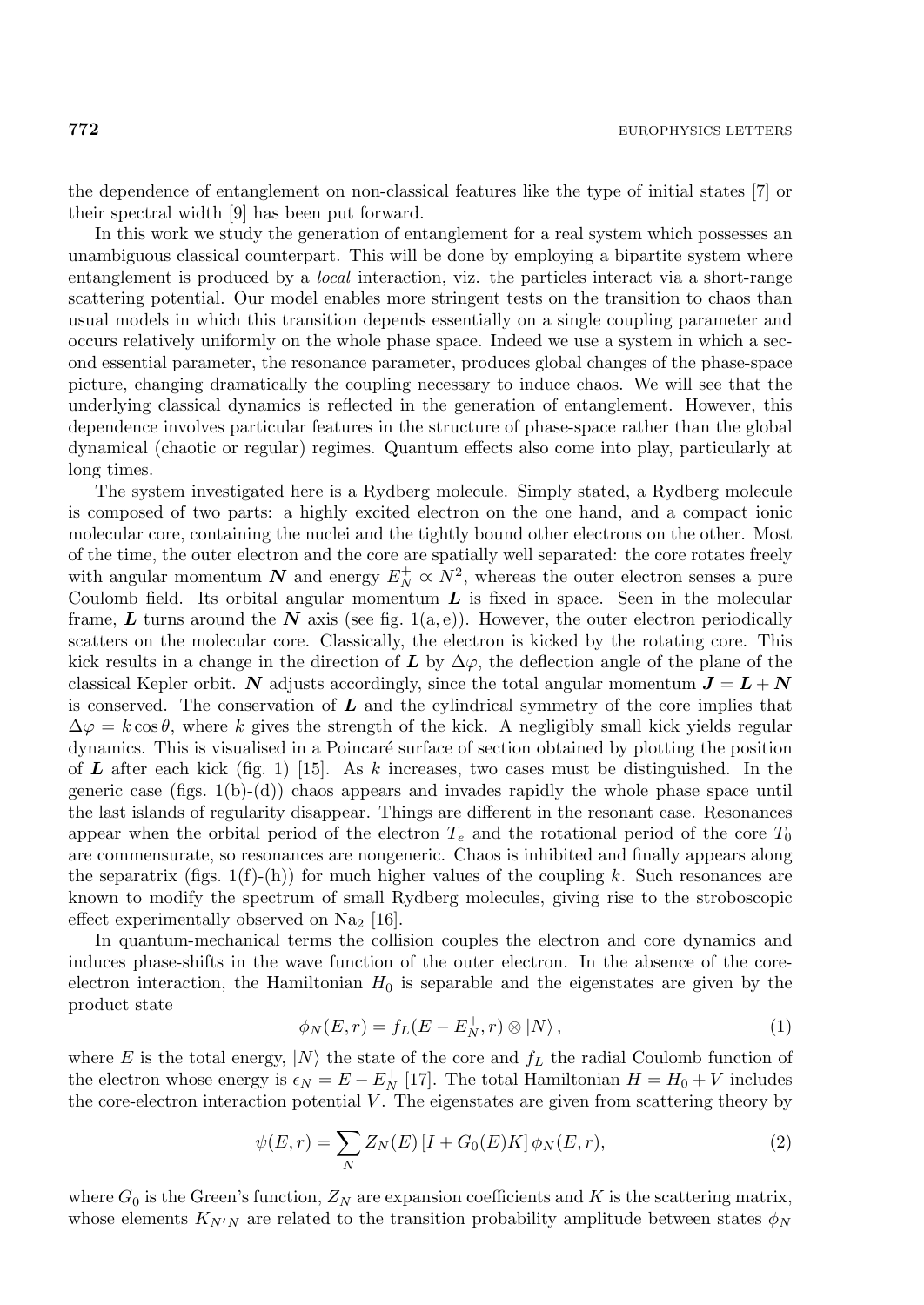the dependence of entanglement on non-classical features like the type of initial states [7] or their spectral width [9] has been put forward.

In this work we study the generation of entanglement for a real system which possesses an unambiguous classical counterpart. This will be done by employing a bipartite system where entanglement is produced by a *local* interaction, viz. the particles interact via a short-range scattering potential. Our model enables more stringent tests on the transition to chaos than usual models in which this transition depends essentially on a single coupling parameter and occurs relatively uniformly on the whole phase space. Indeed we use a system in which a second essential parameter, the resonance parameter, produces global changes of the phase-space picture, changing dramatically the coupling necessary to induce chaos. We will see that the underlying classical dynamics is reflected in the generation of entanglement. However, this dependence involves particular features in the structure of phase-space rather than the global dynamical (chaotic or regular) regimes. Quantum effects also come into play, particularly at long times.

The system investigated here is a Rydberg molecule. Simply stated, a Rydberg molecule is composed of two parts: a highly excited electron on the one hand, and a compact ionic molecular core, containing the nuclei and the tightly bound other electrons on the other. Most of the time, the outer electron and the core are spatially well separated: the core rotates freely with angular momentum $\boldsymbol{N}$ and energy $E_N^+ \propto N^2$, whereas the outer electron senses a pure Coulomb field. Its orbital angular momentum $\boldsymbol{L}$ is fixed in space. Seen in the molecular frame, $\boldsymbol{L}$ turns around the $\boldsymbol{N}$ axis (see fig. 1(a, e)). However, the outer electron periodically scatters on the molecular core. Classically, the electron is kicked by the rotating core. This kick results in a change in the direction of $\boldsymbol{L}$ by $\Delta\varphi$, the deflection angle of the plane of the classical Kepler orbit. $\boldsymbol{N}$ adjusts accordingly, since the total angular momentum $\boldsymbol{J} = \boldsymbol{L} + \boldsymbol{N}$ is conserved. The conservation of $\boldsymbol{L}$ and the cylindrical symmetry of the core implies that $\Delta\varphi = k\cos\theta$, where $k$ gives the strength of the kick. A negligibly small kick yields regular dynamics. This is visualised in a Poincaré surface of section obtained by plotting the position of $\boldsymbol{L}$ after each kick (fig. 1) [15]. As $k$ increases, two cases must be distinguished. In the generic case (figs. 1(b)-(d)) chaos appears and invades rapidly the whole phase space until the last islands of regularity disappear. Things are different in the resonant case. Resonances appear when the orbital period of the electron $T_e$ and the rotational period of the core $T_0$ are commensurate, so resonances are nongeneric. Chaos is inhibited and finally appears along the separatrix (figs. 1(f)-(h)) for much higher values of the coupling $k$. Such resonances are known to modify the spectrum of small Rydberg molecules, giving rise to the stroboscopic effect experimentally observed on $Na_2$ [16].

In quantum-mechanical terms the collision couples the electron and core dynamics and induces phase-shifts in the wave function of the outer electron. In the absence of the core-electron interaction, the Hamiltonian $H_0$ is separable and the eigenstates are given by the product state

$$\phi_N(E,r) = f_L(E - E_N^+, r) \otimes |N\rangle\,, \tag{1}$$

where $E$ is the total energy, $|N\rangle$ the state of the core and $f_L$ the radial Coulomb function of the electron whose energy is $\epsilon_N = E - E_N^+$ [17]. The total Hamiltonian $H = H_0 + V$ includes the core-electron interaction potential $V$. The eigenstates are given from scattering theory by

$$\psi(E,r) = \sum_N Z_N(E)\,[I + G_0(E)K]\,\phi_N(E,r), \tag{2}$$

where $G_0$ is the Green's function, $Z_N$ are expansion coefficients and $K$ is the scattering matrix, whose elements $K_{N'N}$ are related to the transition probability amplitude between states $\phi_N$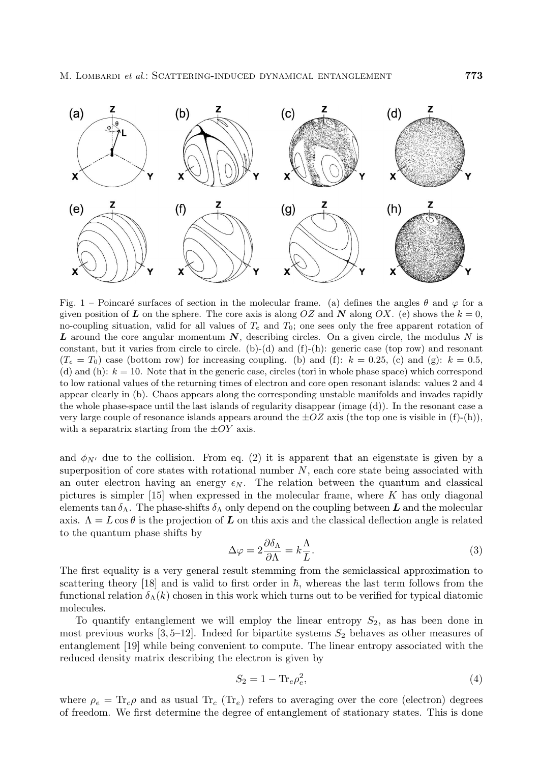Fig. 1 – Poincaré surfaces of section in the molecular frame. (a) defines the angles $\theta$ and $\varphi$ for a given position of $\boldsymbol{L}$ on the sphere. The core axis is along $OZ$ and $\boldsymbol{N}$ along $OX$. (e) shows the $k = 0$, no-coupling situation, valid for all values of $T_e$ and $T_0$; one sees only the free apparent rotation of $\boldsymbol{L}$ around the core angular momentum $\boldsymbol{N}$, describing circles. On a given circle, the modulus $N$ is constant, but it varies from circle to circle. (b)-(d) and (f)-(h): generic case (top row) and resonant ($T_e = T_0$) case (bottom row) for increasing coupling. (b) and (f): $k = 0.25$, (c) and (g): $k = 0.5$, (d) and (h): $k = 10$. Note that in the generic case, circles (tori in whole phase space) which correspond to low rational values of the returning times of electron and core open resonant islands: values 2 and 4 appear clearly in (b). Chaos appears along the corresponding unstable manifolds and invades rapidly the whole phase-space until the last islands of regularity disappear (image (d)). In the resonant case a very large couple of resonance islands appears around the $\pm OZ$ axis (the top one is visible in (f)-(h)), with a separatrix starting from the $\pm OY$ axis.

and $\phi_{N'}$ due to the collision. From eq. (2) it is apparent that an eigenstate is given by a superposition of core states with rotational number $N$, each core state being associated with an outer electron having an energy $\epsilon_N$. The relation between the quantum and classical pictures is simpler [15] when expressed in the molecular frame, where $K$ has only diagonal elements $\tan \delta_\Lambda$. The phase-shifts $\delta_\Lambda$ only depend on the coupling between $\boldsymbol{L}$ and the molecular axis. $\Lambda = L \cos \theta$ is the projection of $\boldsymbol{L}$ on this axis and the classical deflection angle is related to the quantum phase shifts by

$$\Delta\varphi = 2\frac{\partial \delta_\Lambda}{\partial \Lambda} = k\frac{\Lambda}{L}. \tag{3}$$

The first equality is a very general result stemming from the semiclassical approximation to scattering theory [18] and is valid to first order in $\hbar$, whereas the last term follows from the functional relation $\delta_\Lambda(k)$ chosen in this work which turns out to be verified for typical diatomic molecules.

To quantify entanglement we will employ the linear entropy $S_2$, as has been done in most previous works [3, 5–12]. Indeed for bipartite systems $S_2$ behaves as other measures of entanglement [19] while being convenient to compute. The linear entropy associated with the reduced density matrix describing the electron is given by

$$S_2 = 1 - \mathrm{Tr}_e \rho_e^2, \tag{4}$$

where $\rho_e = \mathrm{Tr}_c \rho$ and as usual $\mathrm{Tr}_c$ ($\mathrm{Tr}_e$) refers to averaging over the core (electron) degrees of freedom. We first determine the degree of entanglement of stationary states. This is done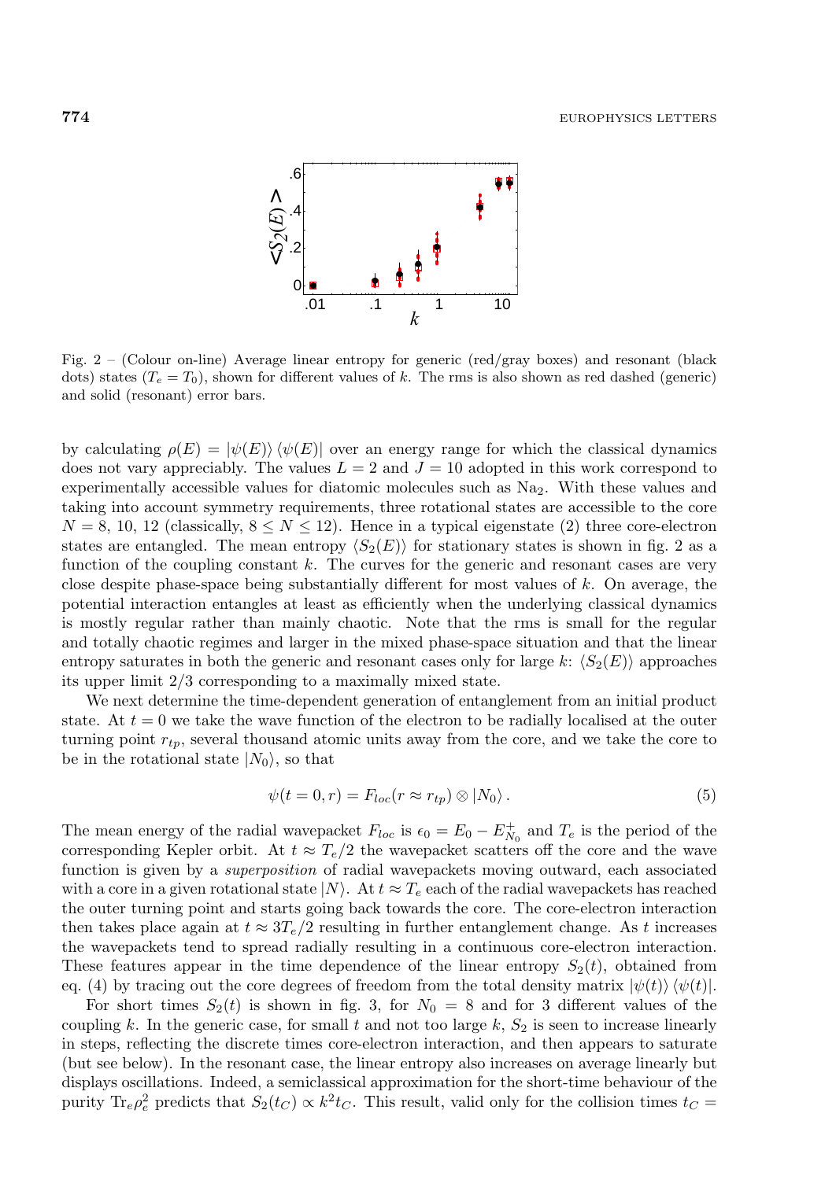Fig. 2 – (Colour on-line) Average linear entropy for generic (red/gray boxes) and resonant (black dots) states ($T_e = T_0$), shown for different values of $k$. The rms is also shown as red dashed (generic) and solid (resonant) error bars.

by calculating $\rho(E) = |\psi(E)\rangle \langle\psi(E)|$ over an energy range for which the classical dynamics does not vary appreciably. The values $L = 2$ and $J = 10$ adopted in this work correspond to experimentally accessible values for diatomic molecules such as $Na_2$. With these values and taking into account symmetry requirements, three rotational states are accessible to the core $N = 8$, 10, 12 (classically, $8 \leq N \leq 12$). Hence in a typical eigenstate (2) three core-electron states are entangled. The mean entropy $\langle S_2(E)\rangle$ for stationary states is shown in fig. 2 as a function of the coupling constant $k$. The curves for the generic and resonant cases are very close despite phase-space being substantially different for most values of $k$. On average, the potential interaction entangles at least as efficiently when the underlying classical dynamics is mostly regular rather than mainly chaotic. Note that the rms is small for the regular and totally chaotic regimes and larger in the mixed phase-space situation and that the linear entropy saturates in both the generic and resonant cases only for large $k$: $\langle S_2(E)\rangle$ approaches its upper limit 2/3 corresponding to a maximally mixed state.

We next determine the time-dependent generation of entanglement from an initial product state. At $t = 0$ we take the wave function of the electron to be radially localised at the outer turning point $r_{tp}$, several thousand atomic units away from the core, and we take the core to be in the rotational state $|N_0\rangle$, so that

$$\psi(t = 0, r) = F_{loc}(r \approx r_{tp}) \otimes |N_0\rangle . \tag{5}$$

The mean energy of the radial wavepacket $F_{loc}$ is $\epsilon_0 = E_0 - E^+_{N_0}$ and $T_e$ is the period of the corresponding Kepler orbit. At $t \approx T_e/2$ the wavepacket scatters off the core and the wave function is given by a *superposition* of radial wavepackets moving outward, each associated with a core in a given rotational state $|N\rangle$. At $t \approx T_e$ each of the radial wavepackets has reached the outer turning point and starts going back towards the core. The core-electron interaction then takes place again at $t \approx 3T_e/2$ resulting in further entanglement change. As $t$ increases the wavepackets tend to spread radially resulting in a continuous core-electron interaction. These features appear in the time dependence of the linear entropy $S_2(t)$, obtained from eq. (4) by tracing out the core degrees of freedom from the total density matrix $|\psi(t)\rangle \langle\psi(t)|$.

For short times $S_2(t)$ is shown in fig. 3, for $N_0 = 8$ and for 3 different values of the coupling $k$. In the generic case, for small $t$ and not too large $k$, $S_2$ is seen to increase linearly in steps, reflecting the discrete times core-electron interaction, and then appears to saturate (but see below). In the resonant case, the linear entropy also increases on average linearly but displays oscillations. Indeed, a semiclassical approximation for the short-time behaviour of the purity $\mathrm{Tr}_e\rho_e^2$ predicts that $S_2(t_C) \propto k^2 t_C$. This result, valid only for the collision times $t_C =$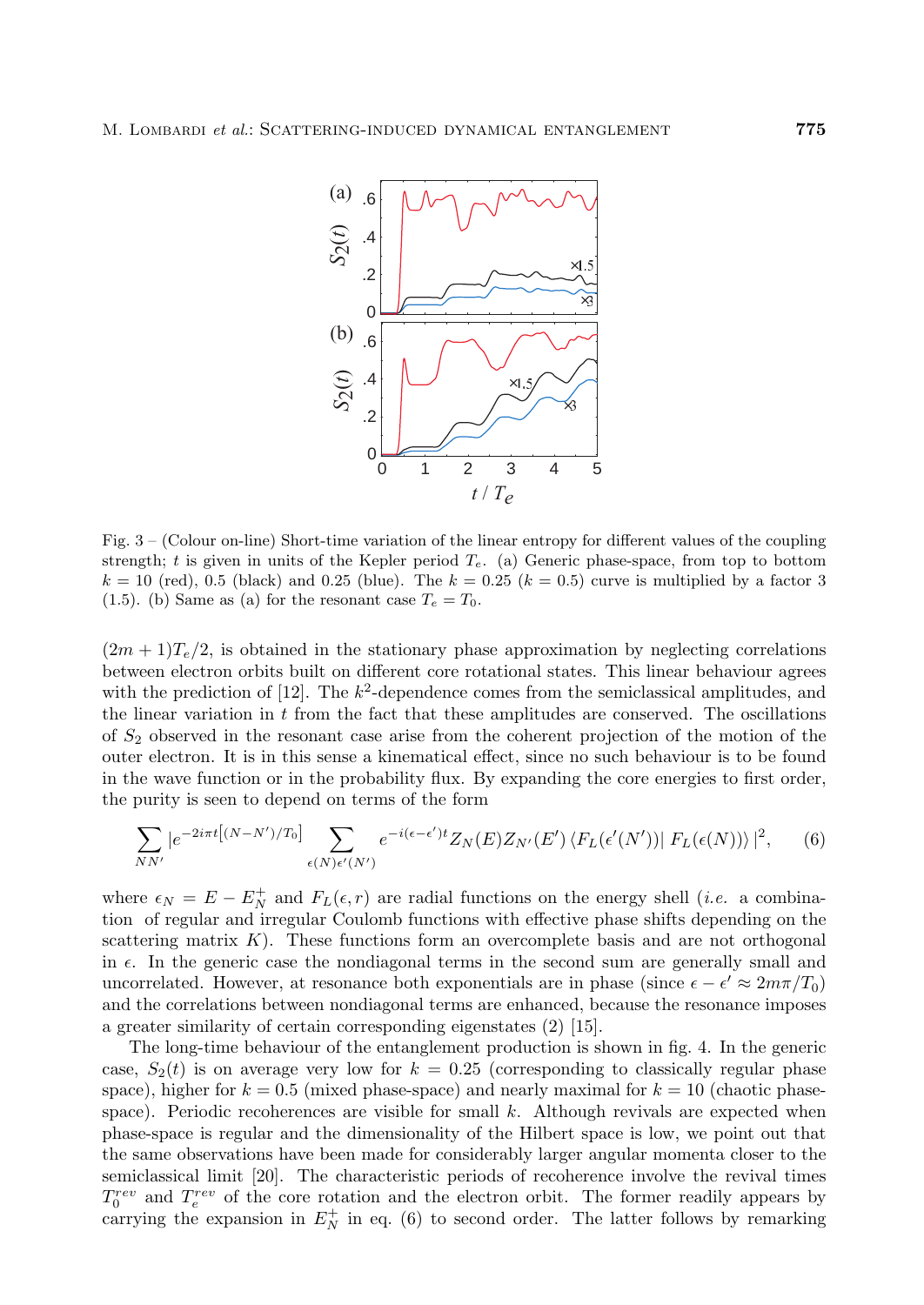Fig. 3 – (Colour on-line) Short-time variation of the linear entropy for different values of the coupling strength; $t$ is given in units of the Kepler period $T_e$. (a) Generic phase-space, from top to bottom $k = 10$ (red), 0.5 (black) and 0.25 (blue). The $k = 0.25$ ($k = 0.5$) curve is multiplied by a factor 3 (1.5). (b) Same as (a) for the resonant case $T_e = T_0$.

$(2m+1)T_e/2$, is obtained in the stationary phase approximation by neglecting correlations between electron orbits built on different core rotational states. This linear behaviour agrees with the prediction of [12]. The $k^2$-dependence comes from the semiclassical amplitudes, and the linear variation in $t$ from the fact that these amplitudes are conserved. The oscillations of $S_2$ observed in the resonant case arise from the coherent projection of the motion of the outer electron. It is in this sense a kinematical effect, since no such behaviour is to be found in the wave function or in the probability flux. By expanding the core energies to first order, the purity is seen to depend on terms of the form

$$\sum_{NN'} |e^{-2i\pi t\left[(N-N')/T_0\right]} \sum_{\epsilon(N)\epsilon'(N')} e^{-i(\epsilon-\epsilon')t} Z_N(E) Z_{N'}(E') \left\langle F_L(\epsilon'(N'))\right| F_L(\epsilon(N))\rangle |^2, \tag{6}$$

where $\epsilon_N = E - E_N^+$ and $F_L(\epsilon, r)$ are radial functions on the energy shell (*i.e.* a combination of regular and irregular Coulomb functions with effective phase shifts depending on the scattering matrix $K$). These functions form an overcomplete basis and are not orthogonal in $\epsilon$. In the generic case the nondiagonal terms in the second sum are generally small and uncorrelated. However, at resonance both exponentials are in phase (since $\epsilon - \epsilon' \approx 2m\pi/T_0$) and the correlations between nondiagonal terms are enhanced, because the resonance imposes a greater similarity of certain corresponding eigenstates (2) [15].

The long-time behaviour of the entanglement production is shown in fig. 4. In the generic case, $S_2(t)$ is on average very low for $k = 0.25$ (corresponding to classically regular phase space), higher for $k = 0.5$ (mixed phase-space) and nearly maximal for $k = 10$ (chaotic phase-space). Periodic recoherences are visible for small $k$. Although revivals are expected when phase-space is regular and the dimensionality of the Hilbert space is low, we point out that the same observations have been made for considerably larger angular momenta closer to the semiclassical limit [20]. The characteristic periods of recoherence involve the revival times $T_0^{rev}$ and $T_e^{rev}$ of the core rotation and the electron orbit. The former readily appears by carrying the expansion in $E_N^+$ in eq. (6) to second order. The latter follows by remarking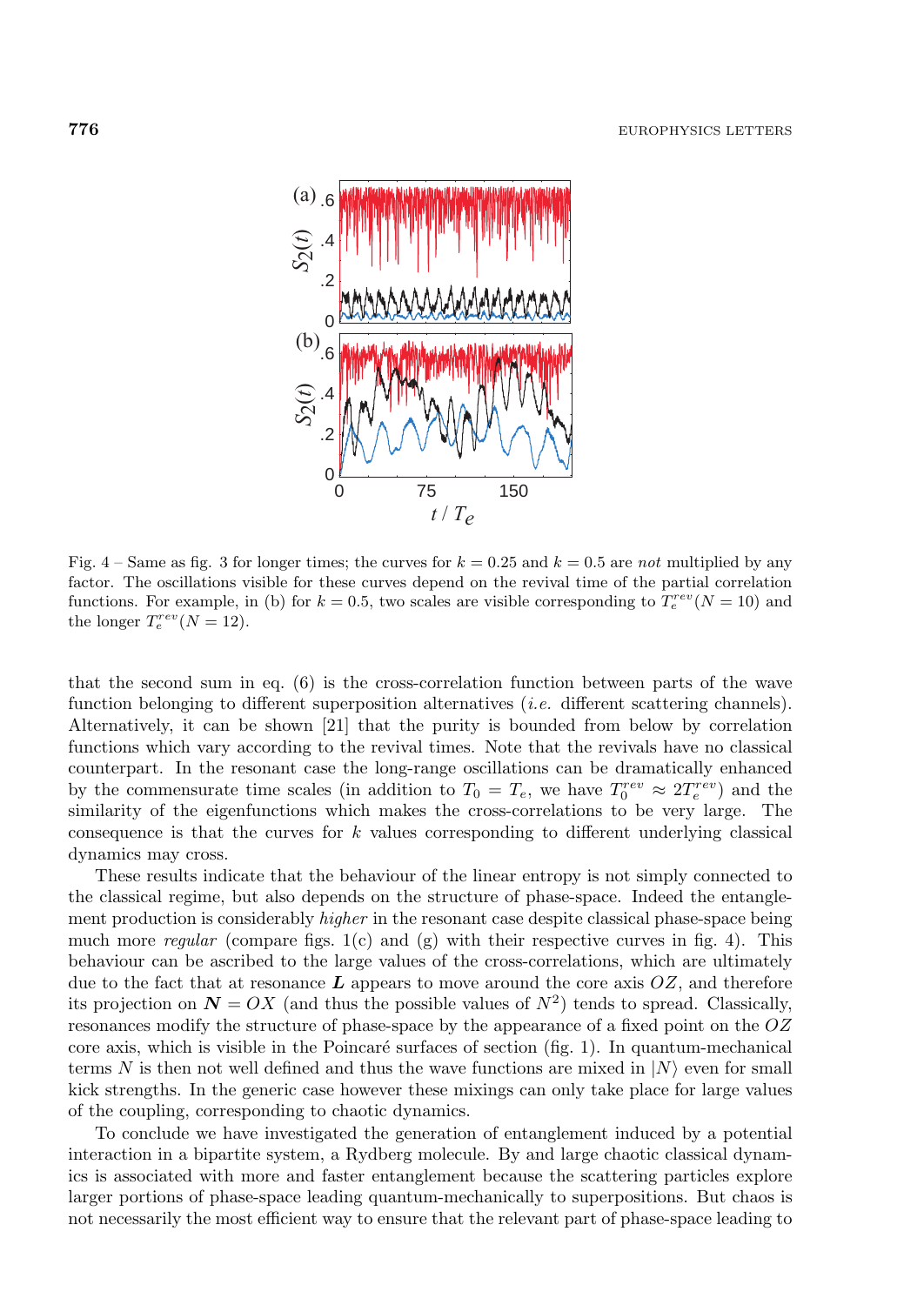Fig. 4 – Same as fig. 3 for longer times; the curves for $k = 0.25$ and $k = 0.5$ are *not* multiplied by any factor. The oscillations visible for these curves depend on the revival time of the partial correlation functions. For example, in (b) for $k = 0.5$, two scales are visible corresponding to $T_e^{rev}(N = 10)$ and the longer $T_e^{rev}(N = 12)$.

that the second sum in eq. (6) is the cross-correlation function between parts of the wave function belonging to different superposition alternatives (*i.e.* different scattering channels). Alternatively, it can be shown [21] that the purity is bounded from below by correlation functions which vary according to the revival times. Note that the revivals have no classical counterpart. In the resonant case the long-range oscillations can be dramatically enhanced by the commensurate time scales (in addition to $T_0 = T_e$, we have $T_0^{rev} \approx 2T_e^{rev}$) and the similarity of the eigenfunctions which makes the cross-correlations to be very large. The consequence is that the curves for $k$ values corresponding to different underlying classical dynamics may cross.

These results indicate that the behaviour of the linear entropy is not simply connected to the classical regime, but also depends on the structure of phase-space. Indeed the entanglement production is considerably *higher* in the resonant case despite classical phase-space being much more *regular* (compare figs. 1(c) and (g) with their respective curves in fig. 4). This behaviour can be ascribed to the large values of the cross-correlations, which are ultimately due to the fact that at resonance $\boldsymbol{L}$ appears to move around the core axis $OZ$, and therefore its projection on $\boldsymbol{N} = OX$ (and thus the possible values of $N^2$) tends to spread. Classically, resonances modify the structure of phase-space by the appearance of a fixed point on the $OZ$ core axis, which is visible in the Poincaré surfaces of section (fig. 1). In quantum-mechanical terms $N$ is then not well defined and thus the wave functions are mixed in $|N\rangle$ even for small kick strengths. In the generic case however these mixings can only take place for large values of the coupling, corresponding to chaotic dynamics.

To conclude we have investigated the generation of entanglement induced by a potential interaction in a bipartite system, a Rydberg molecule. By and large chaotic classical dynamics is associated with more and faster entanglement because the scattering particles explore larger portions of phase-space leading quantum-mechanically to superpositions. But chaos is not necessarily the most efficient way to ensure that the relevant part of phase-space leading to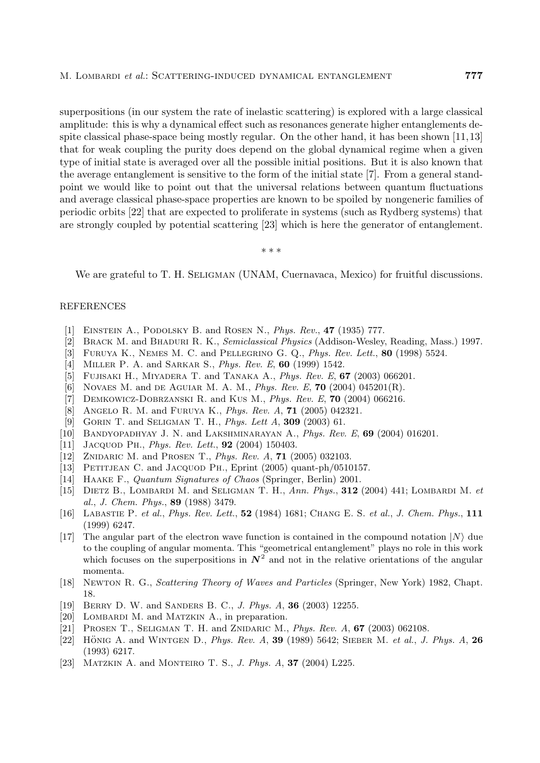superpositions (in our system the rate of inelastic scattering) is explored with a large classical amplitude: this is why a dynamical effect such as resonances generate higher entanglements despite classical phase-space being mostly regular. On the other hand, it has been shown [11,13] that for weak coupling the purity does depend on the global dynamical regime when a given type of initial state is averaged over all the possible initial positions. But it is also known that the average entanglement is sensitive to the form of the initial state [7]. From a general standpoint we would like to point out that the universal relations between quantum fluctuations and average classical phase-space properties are known to be spoiled by nongeneric families of periodic orbits [22] that are expected to proliferate in systems (such as Rydberg systems) that are strongly coupled by potential scattering [23] which is here the generator of entanglement.

\* \* \*

We are grateful to T. H. Seligman (UNAM, Cuernavaca, Mexico) for fruitful discussions.

## REFERENCES

[1] Einstein A., Podolsky B. and Rosen N., *Phys. Rev.*, **47** (1935) 777.

[2] Brack M. and Bhaduri R. K., *Semiclassical Physics* (Addison-Wesley, Reading, Mass.) 1997.

[3] Furuya K., Nemes M. C. and Pellegrino G. Q., *Phys. Rev. Lett.*, **80** (1998) 5524.

[4] Miller P. A. and Sarkar S., *Phys. Rev. E*, **60** (1999) 1542.

[5] Fujisaki H., Miyadera T. and Tanaka A., *Phys. Rev. E*, **67** (2003) 066201.

[6] Novaes M. and de Aguiar M. A. M., *Phys. Rev. E*, **70** (2004) 045201(R).

[7] Demkowicz-Dobrzanski R. and Kus M., *Phys. Rev. E*, **70** (2004) 066216.

[8] Angelo R. M. and Furuya K., *Phys. Rev. A*, **71** (2005) 042321.

[9] Gorin T. and Seligman T. H., *Phys. Lett A*, **309** (2003) 61.

[10] Bandyopadhyay J. N. and Lakshminarayan A., *Phys. Rev. E*, **69** (2004) 016201.

[11] Jacquod Ph., *Phys. Rev. Lett.*, **92** (2004) 150403.

[12] Znidaric M. and Prosen T., *Phys. Rev. A*, **71** (2005) 032103.

[13] Petitjean C. and Jacquod Ph., Eprint (2005) quant-ph/0510157.

[14] Haake F., *Quantum Signatures of Chaos* (Springer, Berlin) 2001.

[15] Dietz B., Lombardi M. and Seligman T. H., *Ann. Phys.*, **312** (2004) 441; Lombardi M. *et al.*, *J. Chem. Phys.*, **89** (1988) 3479.

[16] Labastie P. *et al.*, *Phys. Rev. Lett.*, **52** (1984) 1681; Chang E. S. *et al.*, *J. Chem. Phys.*, **111** (1999) 6247.

[17] The angular part of the electron wave function is contained in the compound notation $|N\rangle$ due to the coupling of angular momenta. This "geometrical entanglement" plays no role in this work which focuses on the superpositions in $\boldsymbol{N}^2$ and not in the relative orientations of the angular momenta.

[18] Newton R. G., *Scattering Theory of Waves and Particles* (Springer, New York) 1982, Chapt. 18.

[19] Berry D. W. and Sanders B. C., *J. Phys. A*, **36** (2003) 12255.

[20] Lombardi M. and Matzkin A., in preparation.

[21] Prosen T., Seligman T. H. and Znidaric M., *Phys. Rev. A*, **67** (2003) 062108.

[22] Hönig A. and Wintgen D., *Phys. Rev. A*, **39** (1989) 5642; Sieber M. *et al.*, *J. Phys. A*, **26** (1993) 6217.

[23] Matzkin A. and Monteiro T. S., *J. Phys. A*, **37** (2004) L225.